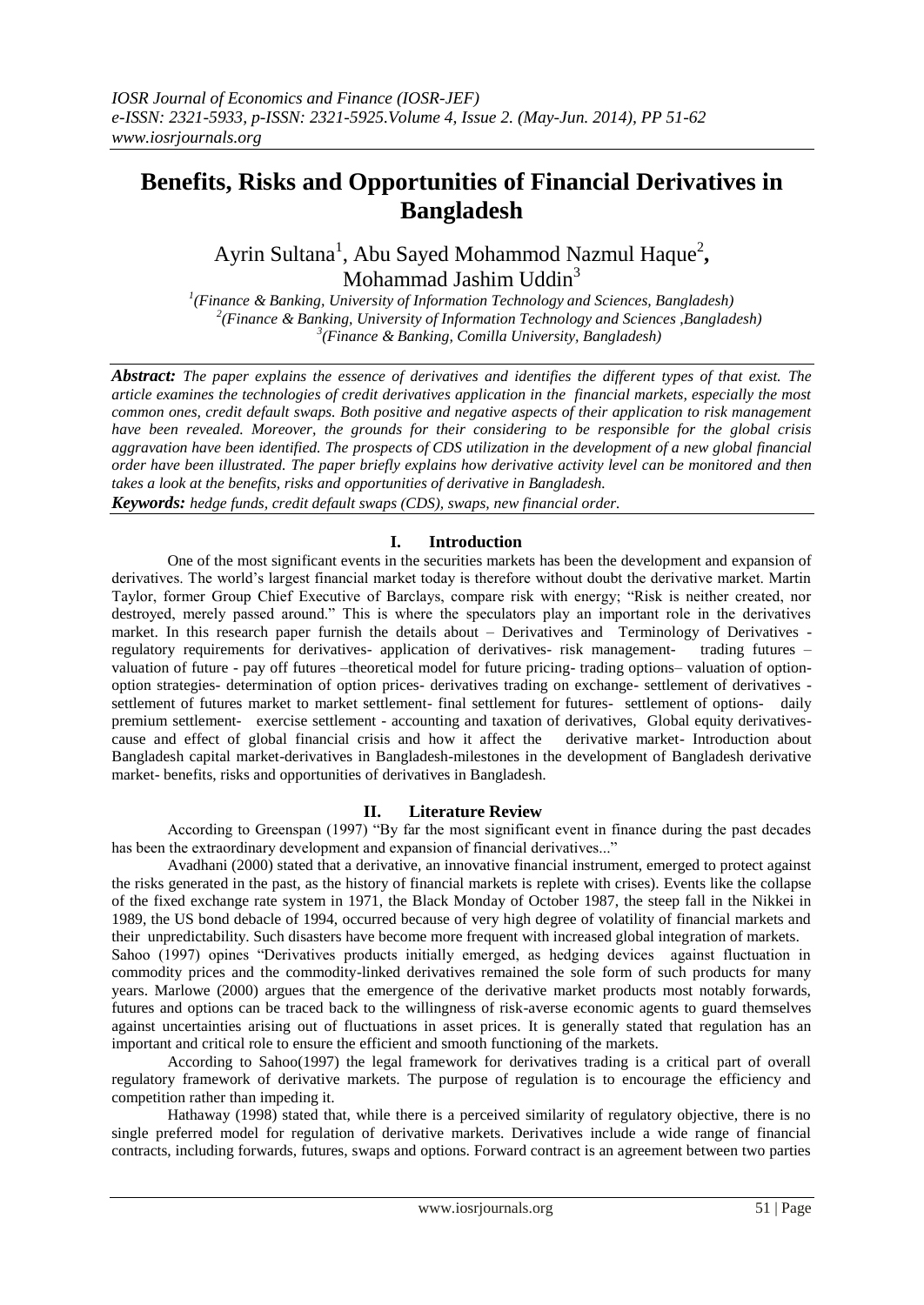# Benefits, Risks and Opportunities of Financial Derivatives in Bangladesh

Ayrin Sultana[1], Abu Sayed Mohammod Nazmul Haque[2], Mohammad Jashim Uddin[3]

[1](Finance & Banking, University of Information Technology and Sciences, Bangladesh)
[2](Finance & Banking, University of Information Technology and Sciences ,Bangladesh)
[3](Finance & Banking, Comilla University, Bangladesh)

***Abstract:*** *The paper explains the essence of derivatives and identifies the different types of that exist. The article examines the technologies of credit derivatives application in the financial markets, especially the most common ones, credit default swaps. Both positive and negative aspects of their application to risk management have been revealed. Moreover, the grounds for their considering to be responsible for the global crisis aggravation have been identified. The prospects of CDS utilization in the development of a new global financial order have been illustrated. The paper briefly explains how derivative activity level can be monitored and then takes a look at the benefits, risks and opportunities of derivative in Bangladesh.*

***Keywords:*** *hedge funds, credit default swaps (CDS), swaps, new financial order.*

## I. Introduction

One of the most significant events in the securities markets has been the development and expansion of derivatives. The world's largest financial market today is therefore without doubt the derivative market. Martin Taylor, former Group Chief Executive of Barclays, compare risk with energy; "Risk is neither created, nor destroyed, merely passed around." This is where the speculators play an important role in the derivatives market. In this research paper furnish the details about – Derivatives and Terminology of Derivatives - regulatory requirements for derivatives- application of derivatives- risk management- trading futures – valuation of future - pay off futures –theoretical model for future pricing- trading options– valuation of option- option strategies- determination of option prices- derivatives trading on exchange- settlement of derivatives - settlement of futures market to market settlement- final settlement for futures- settlement of options- daily premium settlement- exercise settlement - accounting and taxation of derivatives, Global equity derivatives- cause and effect of global financial crisis and how it affect the derivative market- Introduction about Bangladesh capital market-derivatives in Bangladesh-milestones in the development of Bangladesh derivative market- benefits, risks and opportunities of derivatives in Bangladesh.

## II. Literature Review

According to Greenspan (1997) "By far the most significant event in finance during the past decades has been the extraordinary development and expansion of financial derivatives..."

Avadhani (2000) stated that a derivative, an innovative financial instrument, emerged to protect against the risks generated in the past, as the history of financial markets is replete with crises). Events like the collapse of the fixed exchange rate system in 1971, the Black Monday of October 1987, the steep fall in the Nikkei in 1989, the US bond debacle of 1994, occurred because of very high degree of volatility of financial markets and their unpredictability. Such disasters have become more frequent with increased global integration of markets.

Sahoo (1997) opines "Derivatives products initially emerged, as hedging devices against fluctuation in commodity prices and the commodity-linked derivatives remained the sole form of such products for many years. Marlowe (2000) argues that the emergence of the derivative market products most notably forwards, futures and options can be traced back to the willingness of risk-averse economic agents to guard themselves against uncertainties arising out of fluctuations in asset prices. It is generally stated that regulation has an important and critical role to ensure the efficient and smooth functioning of the markets.

According to Sahoo(1997) the legal framework for derivatives trading is a critical part of overall regulatory framework of derivative markets. The purpose of regulation is to encourage the efficiency and competition rather than impeding it.

Hathaway (1998) stated that, while there is a perceived similarity of regulatory objective, there is no single preferred model for regulation of derivative markets. Derivatives include a wide range of financial contracts, including forwards, futures, swaps and options. Forward contract is an agreement between two parties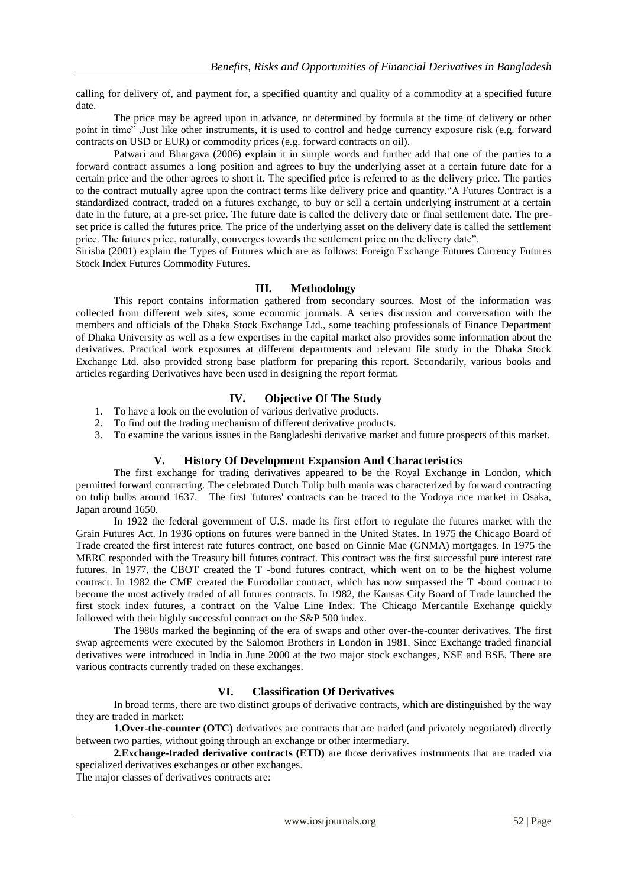calling for delivery of, and payment for, a specified quantity and quality of a commodity at a specified future date.

The price may be agreed upon in advance, or determined by formula at the time of delivery or other point in time" .Just like other instruments, it is used to control and hedge currency exposure risk (e.g. forward contracts on USD or EUR) or commodity prices (e.g. forward contracts on oil).

Patwari and Bhargava (2006) explain it in simple words and further add that one of the parties to a forward contract assumes a long position and agrees to buy the underlying asset at a certain future date for a certain price and the other agrees to short it. The specified price is referred to as the delivery price. The parties to the contract mutually agree upon the contract terms like delivery price and quantity."A Futures Contract is a standardized contract, traded on a futures exchange, to buy or sell a certain underlying instrument at a certain date in the future, at a pre-set price. The future date is called the delivery date or final settlement date. The pre-set price is called the futures price. The price of the underlying asset on the delivery date is called the settlement price. The futures price, naturally, converges towards the settlement price on the delivery date".

Sirisha (2001) explain the Types of Futures which are as follows: Foreign Exchange Futures Currency Futures Stock Index Futures Commodity Futures.

## III. Methodology

This report contains information gathered from secondary sources. Most of the information was collected from different web sites, some economic journals. A series discussion and conversation with the members and officials of the Dhaka Stock Exchange Ltd., some teaching professionals of Finance Department of Dhaka University as well as a few expertises in the capital market also provides some information about the derivatives. Practical work exposures at different departments and relevant file study in the Dhaka Stock Exchange Ltd. also provided strong base platform for preparing this report. Secondarily, various books and articles regarding Derivatives have been used in designing the report format.

## IV. Objective Of The Study

1. To have a look on the evolution of various derivative products.
2. To find out the trading mechanism of different derivative products.
3. To examine the various issues in the Bangladeshi derivative market and future prospects of this market.

## V. History Of Development Expansion And Characteristics

The first exchange for trading derivatives appeared to be the Royal Exchange in London, which permitted forward contracting. The celebrated Dutch Tulip bulb mania was characterized by forward contracting on tulip bulbs around 1637. The first 'futures' contracts can be traced to the Yodoya rice market in Osaka, Japan around 1650.

In 1922 the federal government of U.S. made its first effort to regulate the futures market with the Grain Futures Act. In 1936 options on futures were banned in the United States. In 1975 the Chicago Board of Trade created the first interest rate futures contract, one based on Ginnie Mae (GNMA) mortgages. In 1975 the MERC responded with the Treasury bill futures contract. This contract was the first successful pure interest rate futures. In 1977, the CBOT created the T -bond futures contract, which went on to be the highest volume contract. In 1982 the CME created the Eurodollar contract, which has now surpassed the T -bond contract to become the most actively traded of all futures contracts. In 1982, the Kansas City Board of Trade launched the first stock index futures, a contract on the Value Line Index. The Chicago Mercantile Exchange quickly followed with their highly successful contract on the S&P 500 index.

The 1980s marked the beginning of the era of swaps and other over-the-counter derivatives. The first swap agreements were executed by the Salomon Brothers in London in 1981. Since Exchange traded financial derivatives were introduced in India in June 2000 at the two major stock exchanges, NSE and BSE. There are various contracts currently traded on these exchanges.

## VI. Classification Of Derivatives

In broad terms, there are two distinct groups of derivative contracts, which are distinguished by the way they are traded in market:

**1**.**Over-the-counter (OTC)** derivatives are contracts that are traded (and privately negotiated) directly between two parties, without going through an exchange or other intermediary.

**2.Exchange-traded derivative contracts (ETD)** are those derivatives instruments that are traded via specialized derivatives exchanges or other exchanges.

The major classes of derivatives contracts are: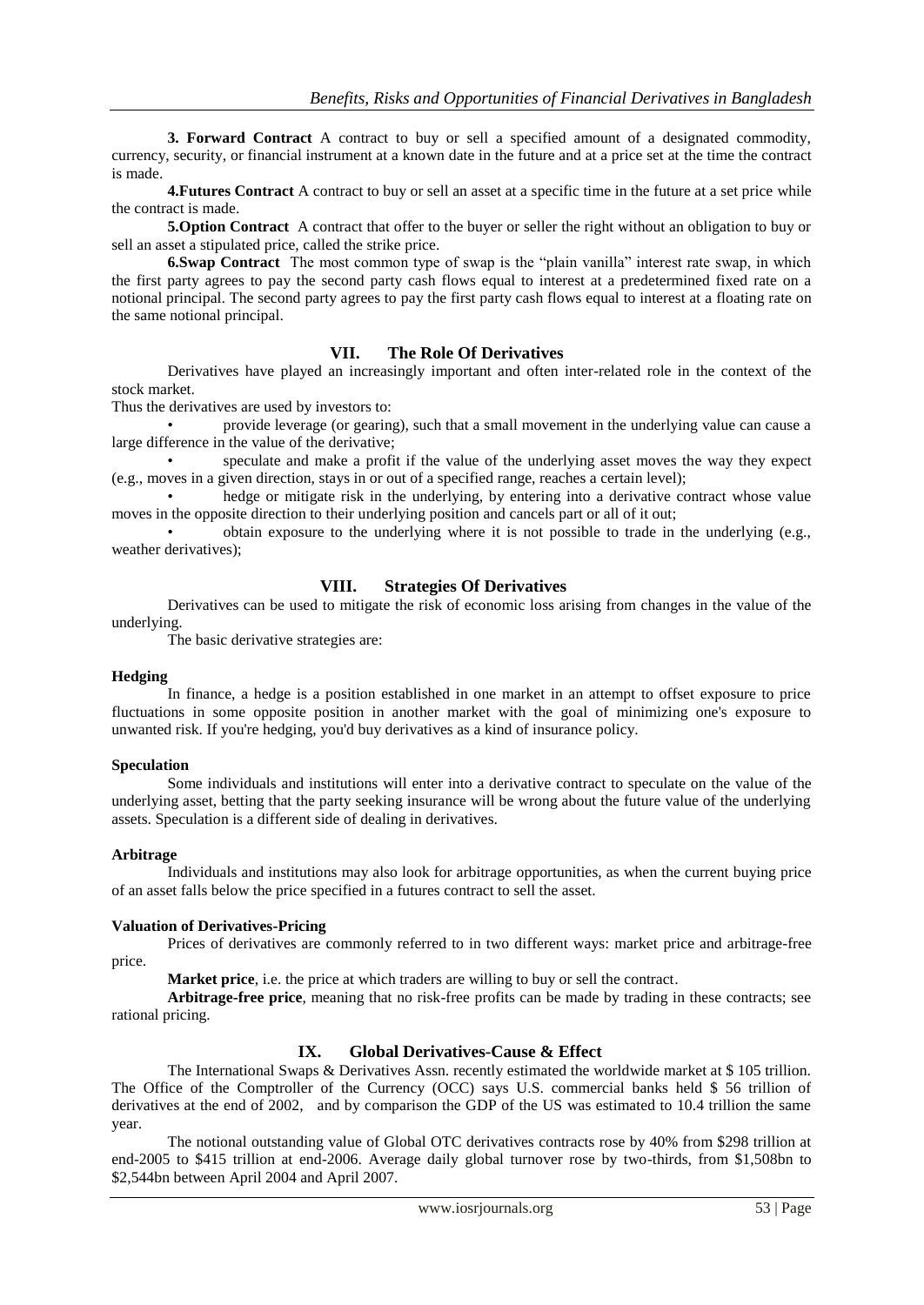**3. Forward Contract** A contract to buy or sell a specified amount of a designated commodity, currency, security, or financial instrument at a known date in the future and at a price set at the time the contract is made.

**4.Futures Contract** A contract to buy or sell an asset at a specific time in the future at a set price while the contract is made.

**5.Option Contract** A contract that offer to the buyer or seller the right without an obligation to buy or sell an asset a stipulated price, called the strike price.

**6.Swap Contract** The most common type of swap is the "plain vanilla" interest rate swap, in which the first party agrees to pay the second party cash flows equal to interest at a predetermined fixed rate on a notional principal. The second party agrees to pay the first party cash flows equal to interest at a floating rate on the same notional principal.

## VII. The Role Of Derivatives

Derivatives have played an increasingly important and often inter-related role in the context of the stock market.

Thus the derivatives are used by investors to:

- provide leverage (or gearing), such that a small movement in the underlying value can cause a large difference in the value of the derivative;
- speculate and make a profit if the value of the underlying asset moves the way they expect (e.g., moves in a given direction, stays in or out of a specified range, reaches a certain level);
- hedge or mitigate risk in the underlying, by entering into a derivative contract whose value moves in the opposite direction to their underlying position and cancels part or all of it out;
- obtain exposure to the underlying where it is not possible to trade in the underlying (e.g., weather derivatives);

## VIII. Strategies Of Derivatives

Derivatives can be used to mitigate the risk of economic loss arising from changes in the value of the underlying.

The basic derivative strategies are:

**Hedging**

In finance, a hedge is a position established in one market in an attempt to offset exposure to price fluctuations in some opposite position in another market with the goal of minimizing one's exposure to unwanted risk. If you're hedging, you'd buy derivatives as a kind of insurance policy.

**Speculation**

Some individuals and institutions will enter into a derivative contract to speculate on the value of the underlying asset, betting that the party seeking insurance will be wrong about the future value of the underlying assets. Speculation is a different side of dealing in derivatives.

**Arbitrage**

Individuals and institutions may also look for arbitrage opportunities, as when the current buying price of an asset falls below the price specified in a futures contract to sell the asset.

**Valuation of Derivatives-Pricing**

Prices of derivatives are commonly referred to in two different ways: market price and arbitrage-free price.

**Market price**, i.e. the price at which traders are willing to buy or sell the contract.

**Arbitrage-free price**, meaning that no risk-free profits can be made by trading in these contracts; see rational pricing.

## IX. Global Derivatives-Cause & Effect

The International Swaps & Derivatives Assn. recently estimated the worldwide market at $ 105 trillion. The Office of the Comptroller of the Currency (OCC) says U.S. commercial banks held $ 56 trillion of derivatives at the end of 2002, and by comparison the GDP of the US was estimated to 10.4 trillion the same year.

The notional outstanding value of Global OTC derivatives contracts rose by 40% from $298 trillion at end-2005 to $415 trillion at end-2006. Average daily global turnover rose by two-thirds, from $1,508bn to $2,544bn between April 2004 and April 2007.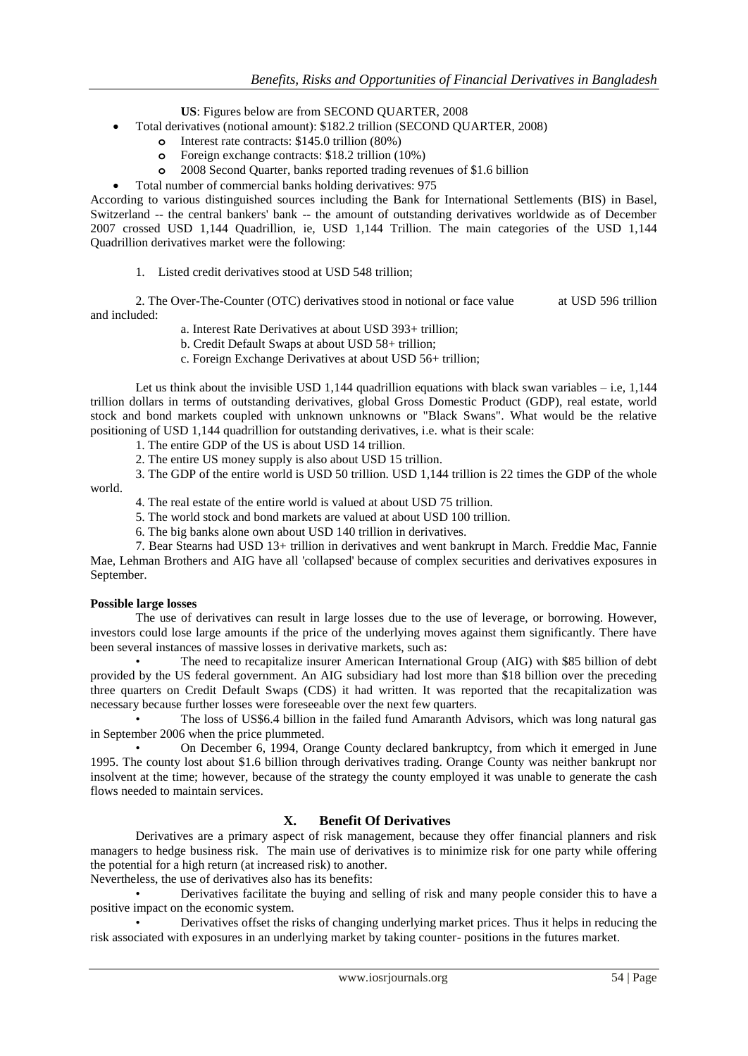**US**: Figures below are from SECOND QUARTER, 2008

- Total derivatives (notional amount): $182.2 trillion (SECOND QUARTER, 2008)
    - Interest rate contracts: $145.0 trillion (80%)
    - Foreign exchange contracts: $18.2 trillion (10%)
    - 2008 Second Quarter, banks reported trading revenues of $1.6 billion
- Total number of commercial banks holding derivatives: 975

According to various distinguished sources including the Bank for International Settlements (BIS) in Basel, Switzerland -- the central bankers' bank -- the amount of outstanding derivatives worldwide as of December 2007 crossed USD 1,144 Quadrillion, ie, USD 1,144 Trillion. The main categories of the USD 1,144 Quadrillion derivatives market were the following:

1. Listed credit derivatives stood at USD 548 trillion;

2. The Over-The-Counter (OTC) derivatives stood in notional or face value at USD 596 trillion and included:

   a. Interest Rate Derivatives at about USD 393+ trillion;

   b. Credit Default Swaps at about USD 58+ trillion;

   c. Foreign Exchange Derivatives at about USD 56+ trillion;

Let us think about the invisible USD 1,144 quadrillion equations with black swan variables – i.e, 1,144 trillion dollars in terms of outstanding derivatives, global Gross Domestic Product (GDP), real estate, world stock and bond markets coupled with unknown unknowns or "Black Swans". What would be the relative positioning of USD 1,144 quadrillion for outstanding derivatives, i.e. what is their scale:

1. The entire GDP of the US is about USD 14 trillion.
2. The entire US money supply is also about USD 15 trillion.
3. The GDP of the entire world is USD 50 trillion. USD 1,144 trillion is 22 times the GDP of the whole world.
4. The real estate of the entire world is valued at about USD 75 trillion.
5. The world stock and bond markets are valued at about USD 100 trillion.
6. The big banks alone own about USD 140 trillion in derivatives.
7. Bear Stearns had USD 13+ trillion in derivatives and went bankrupt in March. Freddie Mac, Fannie Mae, Lehman Brothers and AIG have all 'collapsed' because of complex securities and derivatives exposures in September.

**Possible large losses**

The use of derivatives can result in large losses due to the use of leverage, or borrowing. However, investors could lose large amounts if the price of the underlying moves against them significantly. There have been several instances of massive losses in derivative markets, such as:

- The need to recapitalize insurer American International Group (AIG) with $85 billion of debt provided by the US federal government. An AIG subsidiary had lost more than $18 billion over the preceding three quarters on Credit Default Swaps (CDS) it had written. It was reported that the recapitalization was necessary because further losses were foreseeable over the next few quarters.
- The loss of US$6.4 billion in the failed fund Amaranth Advisors, which was long natural gas in September 2006 when the price plummeted.
- On December 6, 1994, Orange County declared bankruptcy, from which it emerged in June 1995. The county lost about $1.6 billion through derivatives trading. Orange County was neither bankrupt nor insolvent at the time; however, because of the strategy the county employed it was unable to generate the cash flows needed to maintain services.

## X. Benefit Of Derivatives

Derivatives are a primary aspect of risk management, because they offer financial planners and risk managers to hedge business risk. The main use of derivatives is to minimize risk for one party while offering the potential for a high return (at increased risk) to another.

Nevertheless, the use of derivatives also has its benefits:

- Derivatives facilitate the buying and selling of risk and many people consider this to have a positive impact on the economic system.
- Derivatives offset the risks of changing underlying market prices. Thus it helps in reducing the risk associated with exposures in an underlying market by taking counter- positions in the futures market.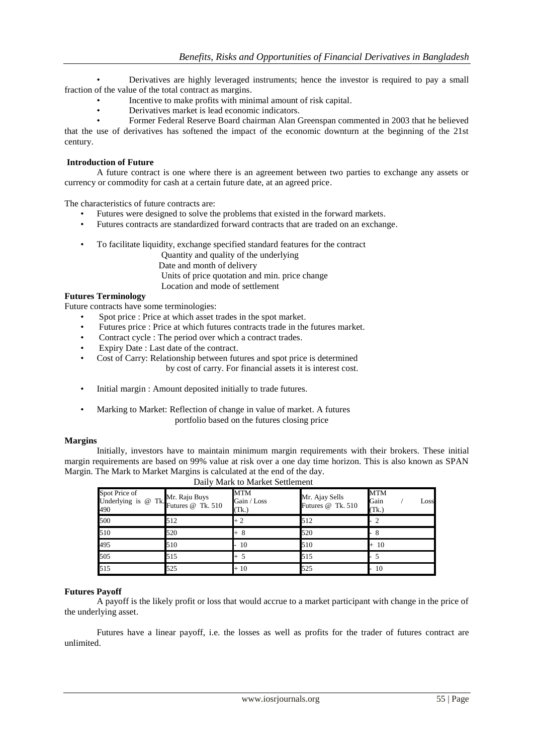- Derivatives are highly leveraged instruments; hence the investor is required to pay a small fraction of the value of the total contract as margins.
- Incentive to make profits with minimal amount of risk capital.
- Derivatives market is lead economic indicators.
- Former Federal Reserve Board chairman Alan Greenspan commented in 2003 that he believed that the use of derivatives has softened the impact of the economic downturn at the beginning of the 21st century.

**Introduction of Future**

A future contract is one where there is an agreement between two parties to exchange any assets or currency or commodity for cash at a certain future date, at an agreed price.

The characteristics of future contracts are:

- Futures were designed to solve the problems that existed in the forward markets.
- Futures contracts are standardized forward contracts that are traded on an exchange.
- To facilitate liquidity, exchange specified standard features for the contract
  - Quantity and quality of the underlying
  - Date and month of delivery
  - Units of price quotation and min. price change
  - Location and mode of settlement

**Futures Terminology**

Future contracts have some terminologies:

- Spot price : Price at which asset trades in the spot market.
- Futures price : Price at which futures contracts trade in the futures market.
- Contract cycle : The period over which a contract trades.
- Expiry Date : Last date of the contract.
- Cost of Carry: Relationship between futures and spot price is determined by cost of carry. For financial assets it is interest cost.
- Initial margin : Amount deposited initially to trade futures.
- Marking to Market: Reflection of change in value of market. A futures portfolio based on the futures closing price

**Margins**

Initially, investors have to maintain minimum margin requirements with their brokers. These initial margin requirements are based on 99% value at risk over a one day time horizon. This is also known as SPAN Margin. The Mark to Market Margins is calculated at the end of the day.

Daily Mark to Market Settlement

| Spot Price of Underlying is @ Tk. 490 | Mr. Raju Buys Futures @ Tk. 510 | MTM Gain / Loss (Tk.) | Mr. Ajay Sells Futures @ Tk. 510 | MTM Gain / Loss (Tk.) |
|---|---|---|---|---|
| 500 | 512 | + 2 | 512 | - 2 |
| 510 | 520 | + 8 | 520 | - 8 |
| 495 | 510 | - 10 | 510 | + 10 |
| 505 | 515 | + 5 | 515 | - 5 |
| 515 | 525 | + 10 | 525 | - 10 |

**Futures Payoff**

A payoff is the likely profit or loss that would accrue to a market participant with change in the price of the underlying asset.

Futures have a linear payoff, i.e. the losses as well as profits for the trader of futures contract are unlimited.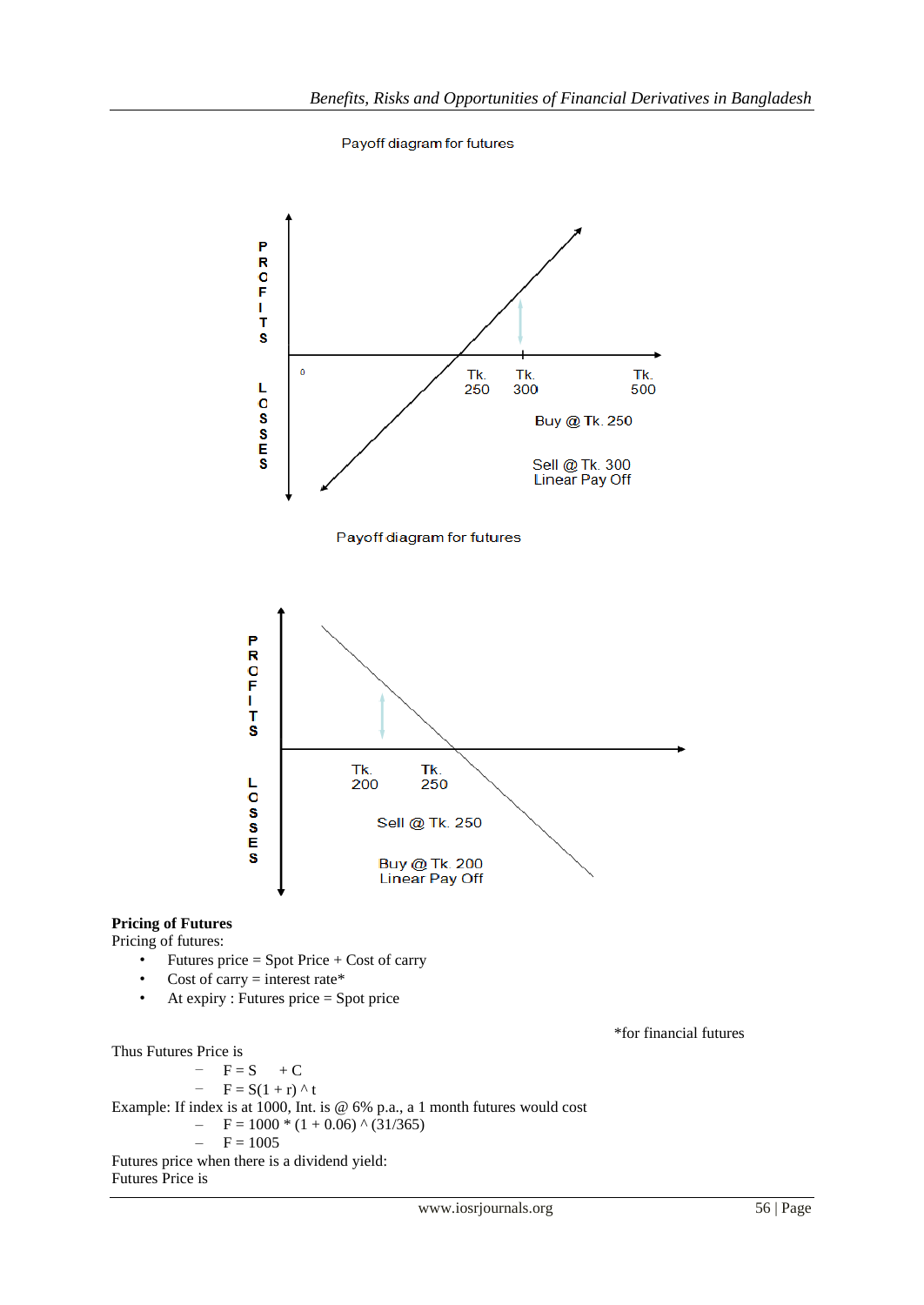Payoff diagram for futures

P R O F I T S

L O S S E S

0

Tk. 250 Tk. 300 Tk. 500

Buy @ Tk. 250

Sell @ Tk. 300
Linear Pay Off

Payoff diagram for futures

P R O F I T S

L O S S E S

Tk. 200 Tk. 250

Sell @ Tk. 250

Buy @ Tk. 200
Linear Pay Off

**Pricing of Futures**

Pricing of futures:

- Futures price = Spot Price + Cost of carry
- Cost of carry = interest rate*
- At expiry : Futures price = Spot price

*for financial futures

Thus Futures Price is

- $F = S + C$
- $F = S(1 + r)^t$

Example: If index is at 1000, Int. is @ 6% p.a., a 1 month futures would cost

- $F = 1000 * (1 + 0.06)^{(31/365)}$
- $F = 1005$

Futures price when there is a dividend yield:

Futures Price is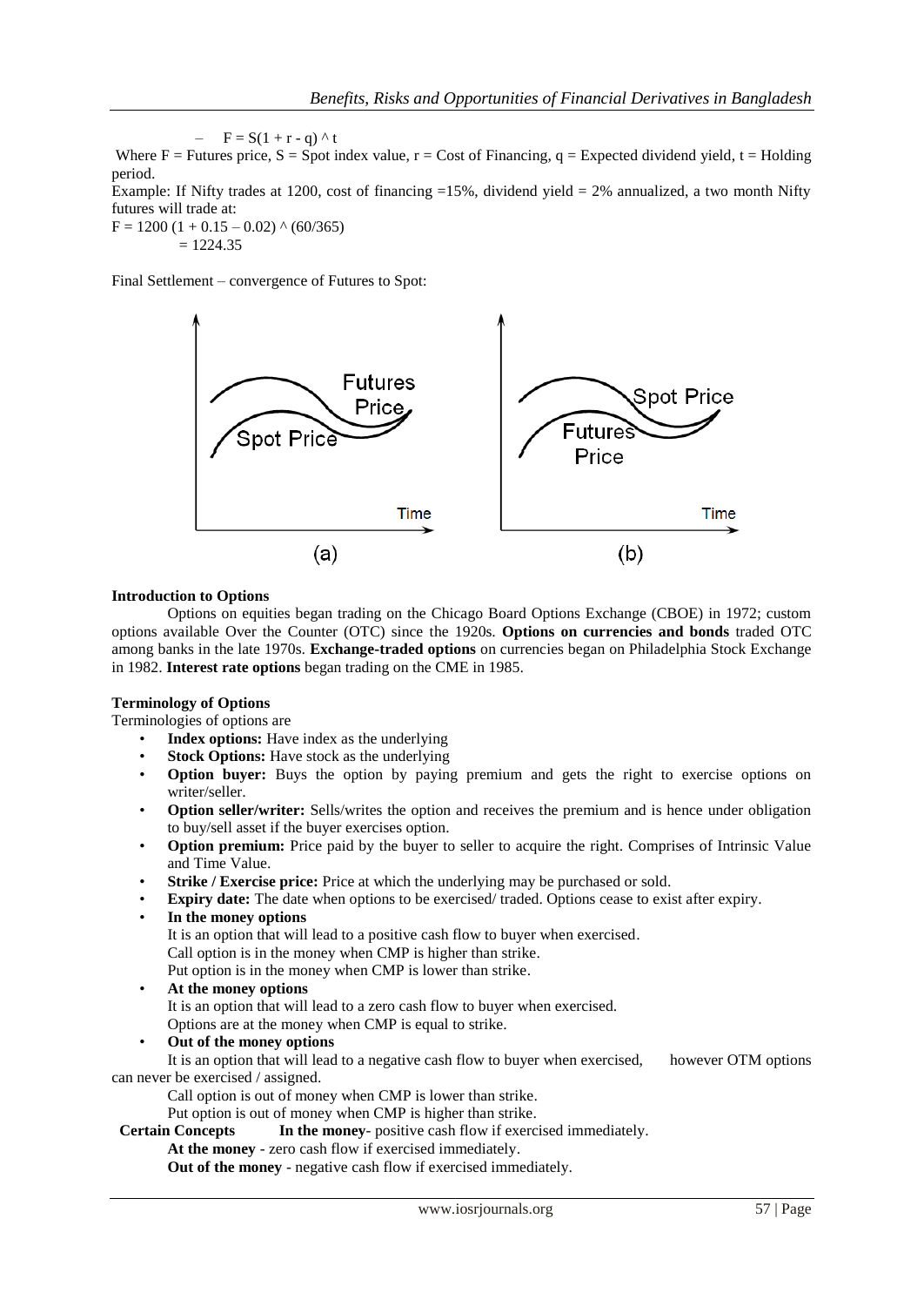– $F = S(1 + r - q)^t$

Where F = Futures price, S = Spot index value, r = Cost of Financing, q = Expected dividend yield, t = Holding period.

Example: If Nifty trades at 1200, cost of financing =15%, dividend yield = 2% annualized, a two month Nifty futures will trade at:

$F = 1200 (1 + 0.15 – 0.02)^{(60/365)}$
$= 1224.35$

Final Settlement – convergence of Futures to Spot:

**Introduction to Options**

Options on equities began trading on the Chicago Board Options Exchange (CBOE) in 1972; custom options available Over the Counter (OTC) since the 1920s. **Options on currencies and bonds** traded OTC among banks in the late 1970s. **Exchange-traded options** on currencies began on Philadelphia Stock Exchange in 1982. **Interest rate options** began trading on the CME in 1985.

**Terminology of Options**

Terminologies of options are

- **Index options:** Have index as the underlying
- **Stock Options:** Have stock as the underlying
- **Option buyer:** Buys the option by paying premium and gets the right to exercise options on writer/seller.
- **Option seller/writer:** Sells/writes the option and receives the premium and is hence under obligation to buy/sell asset if the buyer exercises option.
- **Option premium:** Price paid by the buyer to seller to acquire the right. Comprises of Intrinsic Value and Time Value.
- **Strike / Exercise price:** Price at which the underlying may be purchased or sold.
- **Expiry date:** The date when options to be exercised/ traded. Options cease to exist after expiry.
- **In the money options**
  It is an option that will lead to a positive cash flow to buyer when exercised.
  Call option is in the money when CMP is higher than strike.
  Put option is in the money when CMP is lower than strike.
- **At the money options**
  It is an option that will lead to a zero cash flow to buyer when exercised.
  Options are at the money when CMP is equal to strike.
- **Out of the money options**
  It is an option that will lead to a negative cash flow to buyer when exercised, however OTM options can never be exercised / assigned.
  Call option is out of money when CMP is lower than strike.
  Put option is out of money when CMP is higher than strike.

**Certain Concepts** **In the money**- positive cash flow if exercised immediately.
**At the money** - zero cash flow if exercised immediately.
**Out of the money** - negative cash flow if exercised immediately.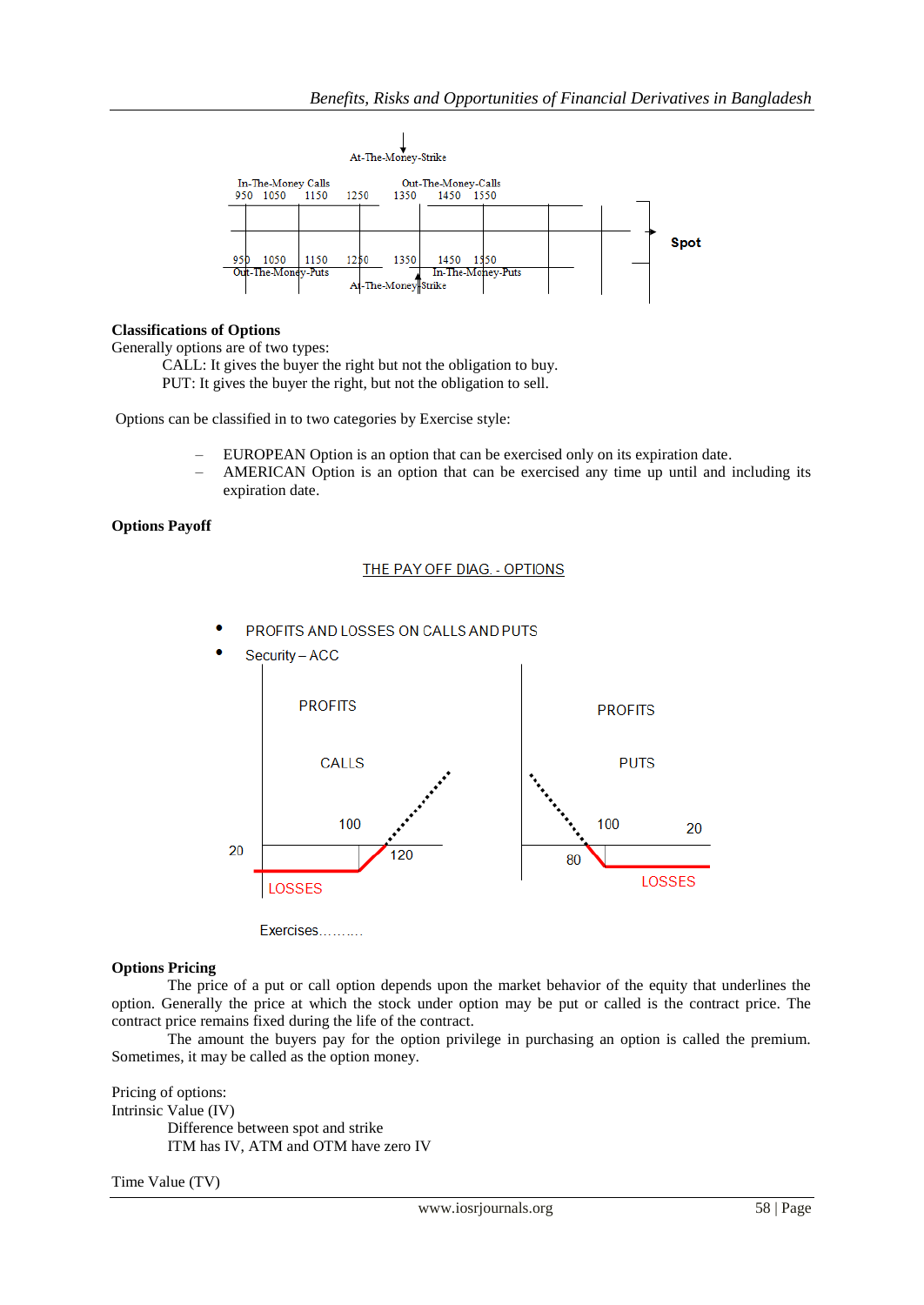At-The-Money-Strike

In-The-Money Calls 950 1050 1150 1250 | Out-The-Money-Calls 1350 1450 1550

Spot

950 1050 1150 1250 | 1350 1450 1550

Out-The-Money-Puts | In-The-Money-Puts

At-The-Money-Strike

**Classifications of Options**

Generally options are of two types:

CALL: It gives the buyer the right but not the obligation to buy.
PUT: It gives the buyer the right, but not the obligation to sell.

Options can be classified in to two categories by Exercise style:

- EUROPEAN Option is an option that can be exercised only on its expiration date.
- AMERICAN Option is an option that can be exercised any time up until and including its expiration date.

**Options Payoff**

THE PAY OFF DIAG. - OPTIONS

- PROFITS AND LOSSES ON CALLS AND PUTS
- Security – ACC

PROFITS | CALLS | 100 | 20 | 120 | LOSSES

PROFITS | PUTS | 100 | 20 | 80 | LOSSES

Exercises……….

**Options Pricing**

The price of a put or call option depends upon the market behavior of the equity that underlines the option. Generally the price at which the stock under option may be put or called is the contract price. The contract price remains fixed during the life of the contract.

The amount the buyers pay for the option privilege in purchasing an option is called the premium. Sometimes, it may be called as the option money.

Pricing of options:

Intrinsic Value (IV)

Difference between spot and strike
ITM has IV, ATM and OTM have zero IV

Time Value (TV)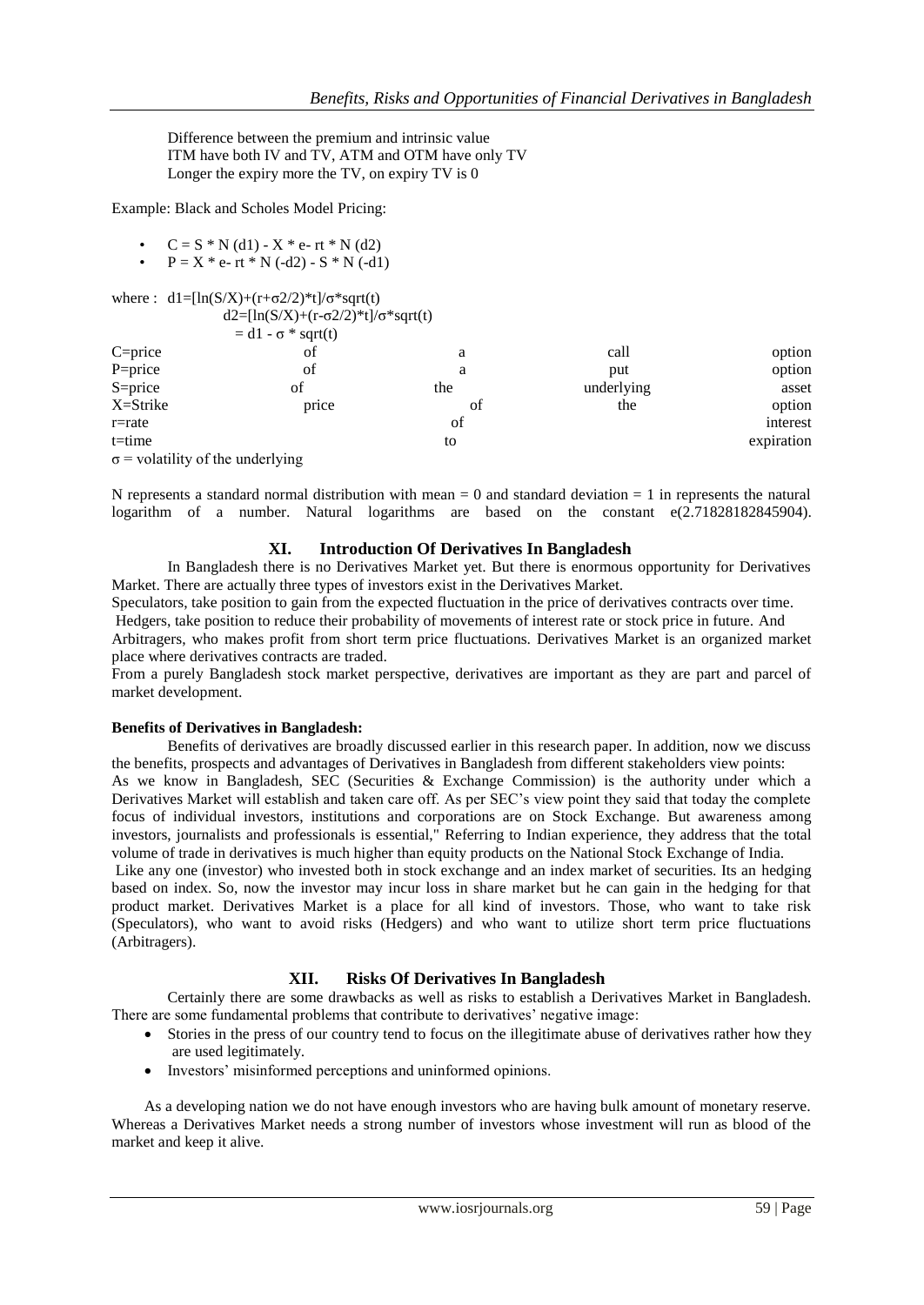Difference between the premium and intrinsic value
ITM have both IV and TV, ATM and OTM have only TV
Longer the expiry more the TV, on expiry TV is 0

Example: Black and Scholes Model Pricing:

- $C = S * N(d1) - X * e^{-rt} * N(d2)$
- $P = X * e^{-rt} * N(-d2) - S * N(-d1)$

where : $d1=[\ln(S/X)+(r+\sigma^2/2)*t]/\sigma*\text{sqrt}(t)$
$d2=[\ln(S/X)+(r-\sigma^2/2)*t]/\sigma*\text{sqrt}(t)$
$= d1 - \sigma * \text{sqrt}(t)$

C=price of a call option
P=price of a put option
S=price of the underlying asset
X=Strike price of the option
r=rate of interest
t=time to expiration
σ = volatility of the underlying

N represents a standard normal distribution with mean = 0 and standard deviation = 1 ln represents the natural logarithm of a number. Natural logarithms are based on the constant e(2.71828182845904).

## XI. Introduction Of Derivatives In Bangladesh

In Bangladesh there is no Derivatives Market yet. But there is enormous opportunity for Derivatives Market. There are actually three types of investors exist in the Derivatives Market.

Speculators, take position to gain from the expected fluctuation in the price of derivatives contracts over time.

Hedgers, take position to reduce their probability of movements of interest rate or stock price in future. And

Arbitragers, who makes profit from short term price fluctuations. Derivatives Market is an organized market place where derivatives contracts are traded.

From a purely Bangladesh stock market perspective, derivatives are important as they are part and parcel of market development.

**Benefits of Derivatives in Bangladesh:**

Benefits of derivatives are broadly discussed earlier in this research paper. In addition, now we discuss the benefits, prospects and advantages of Derivatives in Bangladesh from different stakeholders view points:

As we know in Bangladesh, SEC (Securities & Exchange Commission) is the authority under which a Derivatives Market will establish and taken care off. As per SEC's view point they said that today the complete focus of individual investors, institutions and corporations are on Stock Exchange. But awareness among investors, journalists and professionals is essential," Referring to Indian experience, they address that the total volume of trade in derivatives is much higher than equity products on the National Stock Exchange of India.

Like any one (investor) who invested both in stock exchange and an index market of securities. Its an hedging based on index. So, now the investor may incur loss in share market but he can gain in the hedging for that product market. Derivatives Market is a place for all kind of investors. Those, who want to take risk (Speculators), who want to avoid risks (Hedgers) and who want to utilize short term price fluctuations (Arbitragers).

## XII. Risks Of Derivatives In Bangladesh

Certainly there are some drawbacks as well as risks to establish a Derivatives Market in Bangladesh. There are some fundamental problems that contribute to derivatives' negative image:

- Stories in the press of our country tend to focus on the illegitimate abuse of derivatives rather how they are used legitimately.
- Investors' misinformed perceptions and uninformed opinions.

As a developing nation we do not have enough investors who are having bulk amount of monetary reserve. Whereas a Derivatives Market needs a strong number of investors whose investment will run as blood of the market and keep it alive.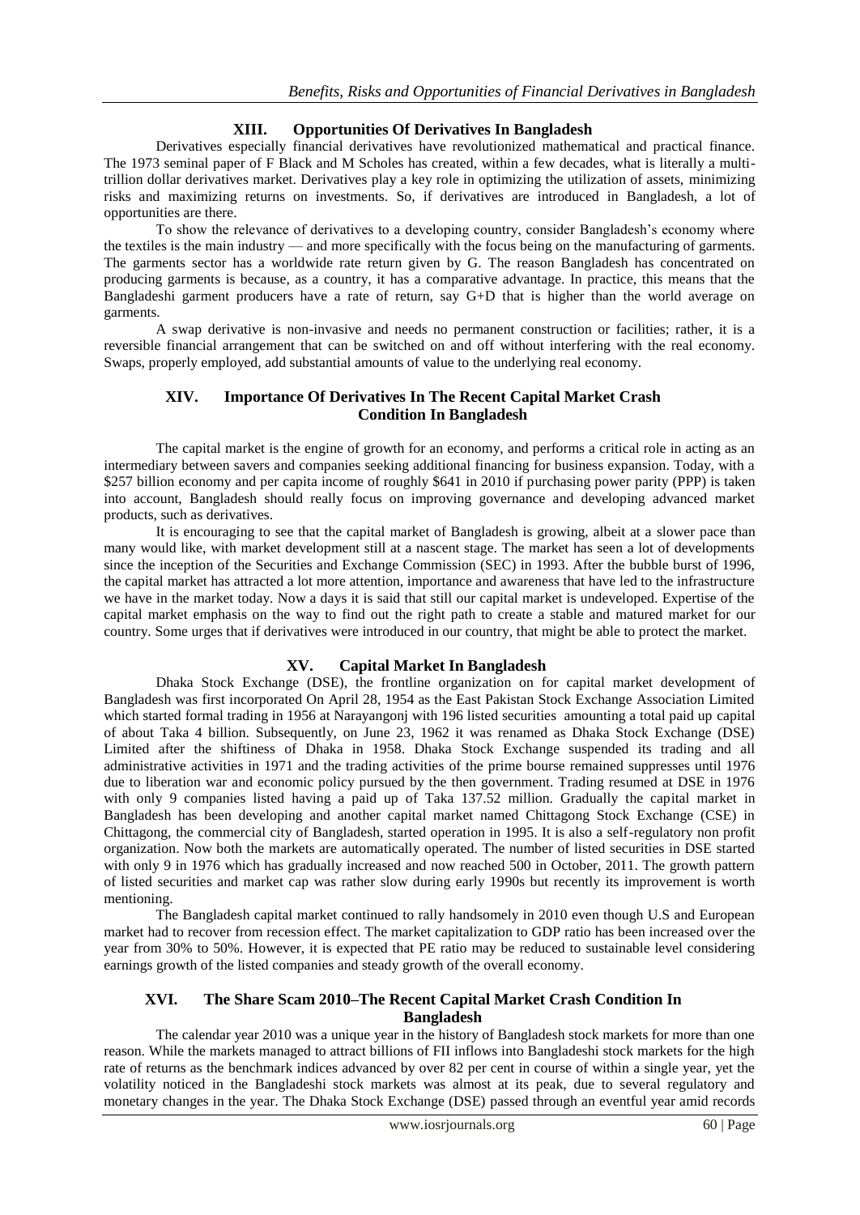## XIII. Opportunities Of Derivatives In Bangladesh

Derivatives especially financial derivatives have revolutionized mathematical and practical finance. The 1973 seminal paper of F Black and M Scholes has created, within a few decades, what is literally a multi-trillion dollar derivatives market. Derivatives play a key role in optimizing the utilization of assets, minimizing risks and maximizing returns on investments. So, if derivatives are introduced in Bangladesh, a lot of opportunities are there.

To show the relevance of derivatives to a developing country, consider Bangladesh's economy where the textiles is the main industry — and more specifically with the focus being on the manufacturing of garments. The garments sector has a worldwide rate return given by G. The reason Bangladesh has concentrated on producing garments is because, as a country, it has a comparative advantage. In practice, this means that the Bangladeshi garment producers have a rate of return, say G+D that is higher than the world average on garments.

A swap derivative is non-invasive and needs no permanent construction or facilities; rather, it is a reversible financial arrangement that can be switched on and off without interfering with the real economy. Swaps, properly employed, add substantial amounts of value to the underlying real economy.

## XIV. Importance Of Derivatives In The Recent Capital Market Crash Condition In Bangladesh

The capital market is the engine of growth for an economy, and performs a critical role in acting as an intermediary between savers and companies seeking additional financing for business expansion. Today, with a \$257 billion economy and per capita income of roughly \$641 in 2010 if purchasing power parity (PPP) is taken into account, Bangladesh should really focus on improving governance and developing advanced market products, such as derivatives.

It is encouraging to see that the capital market of Bangladesh is growing, albeit at a slower pace than many would like, with market development still at a nascent stage. The market has seen a lot of developments since the inception of the Securities and Exchange Commission (SEC) in 1993. After the bubble burst of 1996, the capital market has attracted a lot more attention, importance and awareness that have led to the infrastructure we have in the market today. Now a days it is said that still our capital market is undeveloped. Expertise of the capital market emphasis on the way to find out the right path to create a stable and matured market for our country. Some urges that if derivatives were introduced in our country, that might be able to protect the market.

## XV. Capital Market In Bangladesh

Dhaka Stock Exchange (DSE), the frontline organization on for capital market development of Bangladesh was first incorporated On April 28, 1954 as the East Pakistan Stock Exchange Association Limited which started formal trading in 1956 at Narayangonj with 196 listed securities amounting a total paid up capital of about Taka 4 billion. Subsequently, on June 23, 1962 it was renamed as Dhaka Stock Exchange (DSE) Limited after the shiftiness of Dhaka in 1958. Dhaka Stock Exchange suspended its trading and all administrative activities in 1971 and the trading activities of the prime bourse remained suppresses until 1976 due to liberation war and economic policy pursued by the then government. Trading resumed at DSE in 1976 with only 9 companies listed having a paid up of Taka 137.52 million. Gradually the capital market in Bangladesh has been developing and another capital market named Chittagong Stock Exchange (CSE) in Chittagong, the commercial city of Bangladesh, started operation in 1995. It is also a self-regulatory non profit organization. Now both the markets are automatically operated. The number of listed securities in DSE started with only 9 in 1976 which has gradually increased and now reached 500 in October, 2011. The growth pattern of listed securities and market cap was rather slow during early 1990s but recently its improvement is worth mentioning.

The Bangladesh capital market continued to rally handsomely in 2010 even though U.S and European market had to recover from recession effect. The market capitalization to GDP ratio has been increased over the year from 30% to 50%. However, it is expected that PE ratio may be reduced to sustainable level considering earnings growth of the listed companies and steady growth of the overall economy.

## XVI. The Share Scam 2010–The Recent Capital Market Crash Condition In Bangladesh

The calendar year 2010 was a unique year in the history of Bangladesh stock markets for more than one reason. While the markets managed to attract billions of FII inflows into Bangladeshi stock markets for the high rate of returns as the benchmark indices advanced by over 82 per cent in course of within a single year, yet the volatility noticed in the Bangladeshi stock markets was almost at its peak, due to several regulatory and monetary changes in the year. The Dhaka Stock Exchange (DSE) passed through an eventful year amid records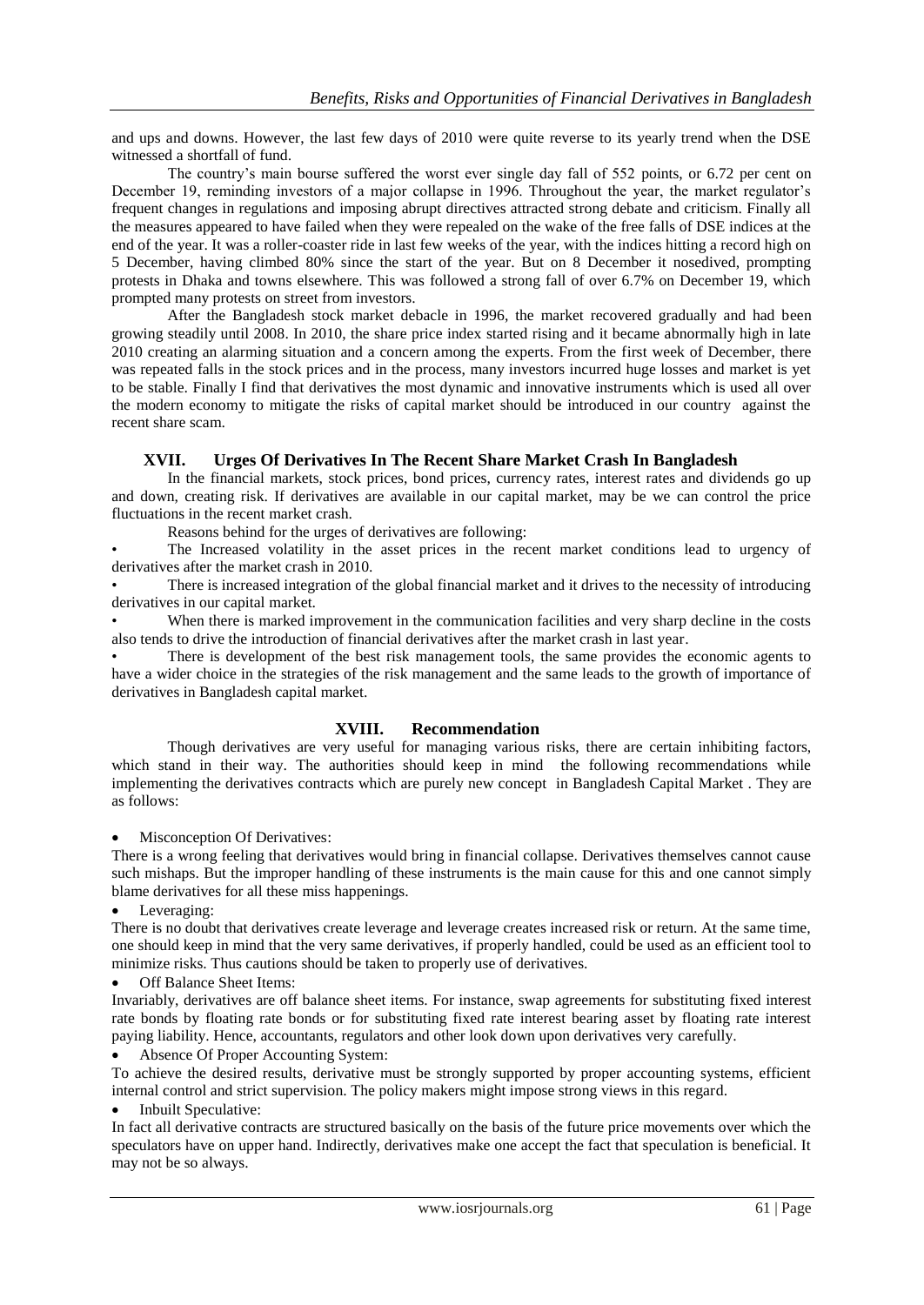and ups and downs. However, the last few days of 2010 were quite reverse to its yearly trend when the DSE witnessed a shortfall of fund.

The country's main bourse suffered the worst ever single day fall of 552 points, or 6.72 per cent on December 19, reminding investors of a major collapse in 1996. Throughout the year, the market regulator's frequent changes in regulations and imposing abrupt directives attracted strong debate and criticism. Finally all the measures appeared to have failed when they were repealed on the wake of the free falls of DSE indices at the end of the year. It was a roller-coaster ride in last few weeks of the year, with the indices hitting a record high on 5 December, having climbed 80% since the start of the year. But on 8 December it nosedived, prompting protests in Dhaka and towns elsewhere. This was followed a strong fall of over 6.7% on December 19, which prompted many protests on street from investors.

After the Bangladesh stock market debacle in 1996, the market recovered gradually and had been growing steadily until 2008. In 2010, the share price index started rising and it became abnormally high in late 2010 creating an alarming situation and a concern among the experts. From the first week of December, there was repeated falls in the stock prices and in the process, many investors incurred huge losses and market is yet to be stable. Finally I find that derivatives the most dynamic and innovative instruments which is used all over the modern economy to mitigate the risks of capital market should be introduced in our country against the recent share scam.

## XVII. Urges Of Derivatives In The Recent Share Market Crash In Bangladesh

In the financial markets, stock prices, bond prices, currency rates, interest rates and dividends go up and down, creating risk. If derivatives are available in our capital market, may be we can control the price fluctuations in the recent market crash.

Reasons behind for the urges of derivatives are following:

- The Increased volatility in the asset prices in the recent market conditions lead to urgency of derivatives after the market crash in 2010.
- There is increased integration of the global financial market and it drives to the necessity of introducing derivatives in our capital market.
- When there is marked improvement in the communication facilities and very sharp decline in the costs also tends to drive the introduction of financial derivatives after the market crash in last year.
- There is development of the best risk management tools, the same provides the economic agents to have a wider choice in the strategies of the risk management and the same leads to the growth of importance of derivatives in Bangladesh capital market.

## XVIII. Recommendation

Though derivatives are very useful for managing various risks, there are certain inhibiting factors, which stand in their way. The authorities should keep in mind the following recommendations while implementing the derivatives contracts which are purely new concept in Bangladesh Capital Market . They are as follows:

- Misconception Of Derivatives:

There is a wrong feeling that derivatives would bring in financial collapse. Derivatives themselves cannot cause such mishaps. But the improper handling of these instruments is the main cause for this and one cannot simply blame derivatives for all these miss happenings.

- Leveraging:

There is no doubt that derivatives create leverage and leverage creates increased risk or return. At the same time, one should keep in mind that the very same derivatives, if properly handled, could be used as an efficient tool to minimize risks. Thus cautions should be taken to properly use of derivatives.

- Off Balance Sheet Items:

Invariably, derivatives are off balance sheet items. For instance, swap agreements for substituting fixed interest rate bonds by floating rate bonds or for substituting fixed rate interest bearing asset by floating rate interest paying liability. Hence, accountants, regulators and other look down upon derivatives very carefully.

- Absence Of Proper Accounting System:

To achieve the desired results, derivative must be strongly supported by proper accounting systems, efficient internal control and strict supervision. The policy makers might impose strong views in this regard.

- Inbuilt Speculative:

In fact all derivative contracts are structured basically on the basis of the future price movements over which the speculators have on upper hand. Indirectly, derivatives make one accept the fact that speculation is beneficial. It may not be so always.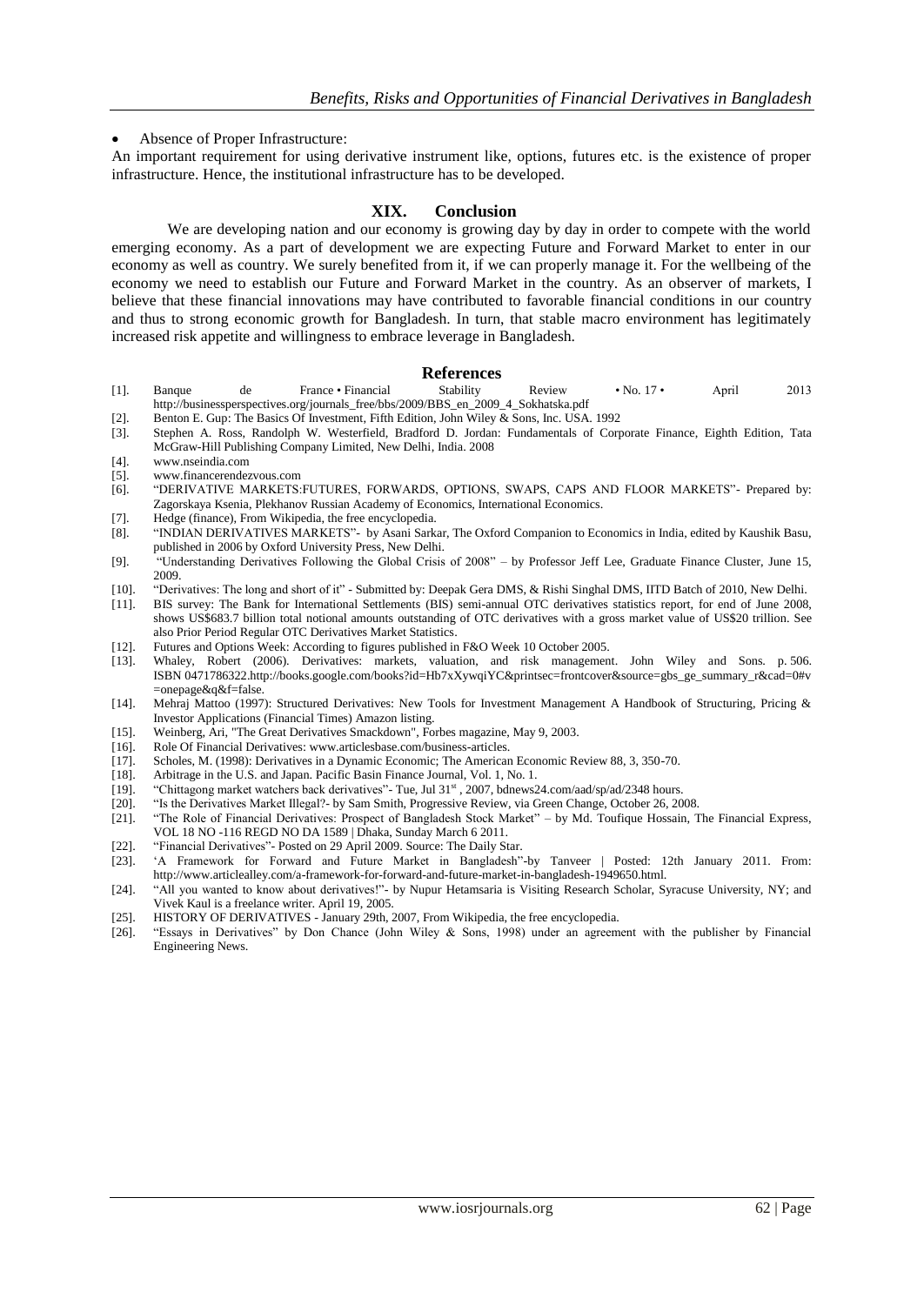- Absence of Proper Infrastructure:

An important requirement for using derivative instrument like, options, futures etc. is the existence of proper infrastructure. Hence, the institutional infrastructure has to be developed.

## XIX. Conclusion

We are developing nation and our economy is growing day by day in order to compete with the world emerging economy. As a part of development we are expecting Future and Forward Market to enter in our economy as well as country. We surely benefited from it, if we can properly manage it. For the wellbeing of the economy we need to establish our Future and Forward Market in the country. As an observer of markets, I believe that these financial innovations may have contributed to favorable financial conditions in our country and thus to strong economic growth for Bangladesh. In turn, that stable macro environment has legitimately increased risk appetite and willingness to embrace leverage in Bangladesh.

## References

[1]. Banque de France • Financial Stability Review • No. 17 • April 2013 http://businessperspectives.org/journals_free/bbs/2009/BBS_en_2009_4_Sokhatska.pdf

[2]. Benton E. Gup: The Basics Of Investment, Fifth Edition, John Wiley & Sons, Inc. USA. 1992

[3]. Stephen A. Ross, Randolph W. Westerfield, Bradford D. Jordan: Fundamentals of Corporate Finance, Eighth Edition, Tata McGraw-Hill Publishing Company Limited, New Delhi, India. 2008

[4]. www.nseindia.com

[5]. www.financerendezvous.com

[6]. "DERIVATIVE MARKETS:FUTURES, FORWARDS, OPTIONS, SWAPS, CAPS AND FLOOR MARKETS"- Prepared by: Zagorskaya Ksenia, Plekhanov Russian Academy of Economics, International Economics.

[7]. Hedge (finance), From Wikipedia, the free encyclopedia.

[8]. "INDIAN DERIVATIVES MARKETS"- by Asani Sarkar, The Oxford Companion to Economics in India, edited by Kaushik Basu, published in 2006 by Oxford University Press, New Delhi.

[9]. "Understanding Derivatives Following the Global Crisis of 2008" – by Professor Jeff Lee, Graduate Finance Cluster, June 15, 2009.

[10]. "Derivatives: The long and short of it" - Submitted by: Deepak Gera DMS, & Rishi Singhal DMS, IITD Batch of 2010, New Delhi.

[11]. BIS survey: The Bank for International Settlements (BIS) semi-annual OTC derivatives statistics report, for end of June 2008, shows US$683.7 billion total notional amounts outstanding of OTC derivatives with a gross market value of US$20 trillion. See also Prior Period Regular OTC Derivatives Market Statistics.

[12]. Futures and Options Week: According to figures published in F&O Week 10 October 2005.

[13]. Whaley, Robert (2006). Derivatives: markets, valuation, and risk management. John Wiley and Sons. p. 506. ISBN 0471786322.http://books.google.com/books?id=Hb7xXywqiYC&printsec=frontcover&source=gbs_ge_summary_r&cad=0#v=onepage&q&f=false.

[14]. Mehraj Mattoo (1997): Structured Derivatives: New Tools for Investment Management A Handbook of Structuring, Pricing & Investor Applications (Financial Times) Amazon listing.

[15]. Weinberg, Ari, "The Great Derivatives Smackdown", Forbes magazine, May 9, 2003.

[16]. Role Of Financial Derivatives: www.articlesbase.com/business-articles.

[17]. Scholes, M. (1998): Derivatives in a Dynamic Economic; The American Economic Review 88, 3, 350-70.

[18]. Arbitrage in the U.S. and Japan. Pacific Basin Finance Journal, Vol. 1, No. 1.

[19]. "Chittagong market watchers back derivatives"- Tue, Jul 31st , 2007, bdnews24.com/aad/sp/ad/2348 hours.

[20]. "Is the Derivatives Market Illegal?- by Sam Smith, Progressive Review, via Green Change, October 26, 2008.

[21]. "The Role of Financial Derivatives: Prospect of Bangladesh Stock Market" – by Md. Toufique Hossain, The Financial Express, VOL 18 NO -116 REGD NO DA 1589 | Dhaka, Sunday March 6 2011.

[22]. "Financial Derivatives"- Posted on 29 April 2009. Source: The Daily Star.

[23]. 'A Framework for Forward and Future Market in Bangladesh"-by Tanveer | Posted: 12th January 2011. From: http://www.articlealley.com/a-framework-for-forward-and-future-market-in-bangladesh-1949650.html.

[24]. "All you wanted to know about derivatives!"- by Nupur Hetamsaria is Visiting Research Scholar, Syracuse University, NY; and Vivek Kaul is a freelance writer. April 19, 2005.

[25]. HISTORY OF DERIVATIVES - January 29th, 2007, From Wikipedia, the free encyclopedia.

[26]. "Essays in Derivatives" by Don Chance (John Wiley & Sons, 1998) under an agreement with the publisher by Financial Engineering News.